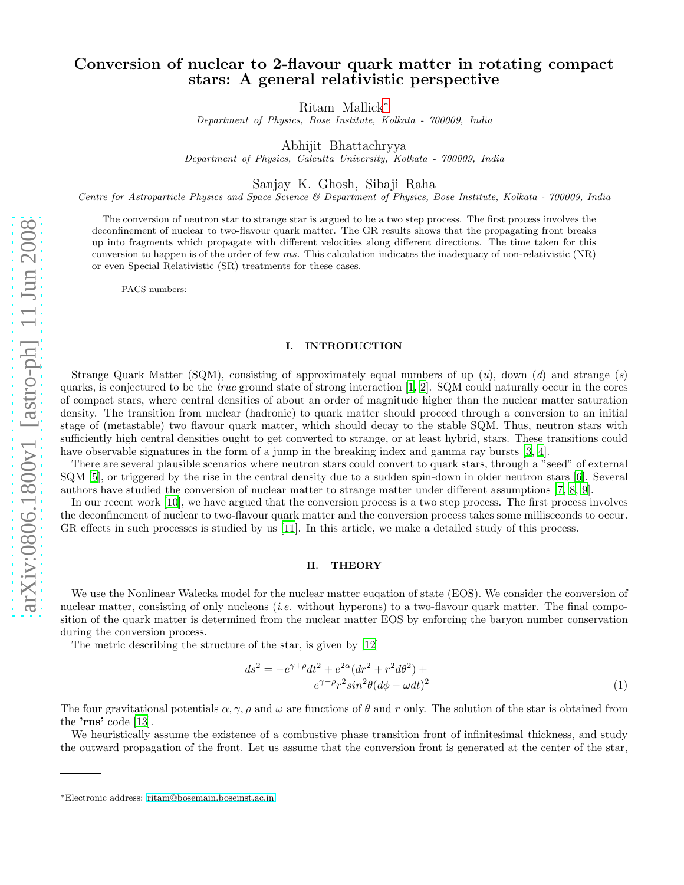# Conversion of nuclear to 2-flavour quark matter in rotating compact stars: A general relativistic perspective

Ritam Mallick*
*Department of Physics, Bose Institute, Kolkata - 700009, India*

Abhijit Bhattachryya
*Department of Physics, Calcutta University, Kolkata - 700009, India*

Sanjay K. Ghosh, Sibaji Raha
*Centre for Astroparticle Physics and Space Science & Department of Physics, Bose Institute, Kolkata - 700009, India*

The conversion of neutron star to strange star is argued to be a two step process. The first process involves the deconfinement of nuclear to two-flavour quark matter. The GR results shows that the propagating front breaks up into fragments which propagate with different velocities along different directions. The time taken for this conversion to happen is of the order of few $ms$. This calculation indicates the inadequacy of non-relativistic (NR) or even Special Relativistic (SR) treatments for these cases.

PACS numbers:

## I. INTRODUCTION

Strange Quark Matter (SQM), consisting of approximately equal numbers of up ($u$), down ($d$) and strange ($s$) quarks, is conjectured to be the *true* ground state of strong interaction [1, 2]. SQM could naturally occur in the cores of compact stars, where central densities of about an order of magnitude higher than the nuclear matter saturation density. The transition from nuclear (hadronic) to quark matter should proceed through a conversion to an initial stage of (metastable) two flavour quark matter, which should decay to the stable SQM. Thus, neutron stars with sufficiently high central densities ought to get converted to strange, or at least hybrid, stars. These transitions could have observable signatures in the form of a jump in the breaking index and gamma ray bursts [3, 4].

There are several plausible scenarios where neutron stars could convert to quark stars, through a "seed" of external SQM [5], or triggered by the rise in the central density due to a sudden spin-down in older neutron stars [6]. Several authors have studied the conversion of nuclear matter to strange matter under different assumptions [7, 8, 9].

In our recent work [10], we have argued that the conversion process is a two step process. The first process involves the deconfinement of nuclear to two-flavour quark matter and the conversion process takes some milliseconds to occur. GR effects in such processes is studied by us [11]. In this article, we make a detailed study of this process.

## II. THEORY

We use the Nonlinear Walecka model for the nuclear matter euqation of state (EOS). We consider the conversion of nuclear matter, consisting of only nucleons (*i.e.* without hyperons) to a two-flavour quark matter. The final composition of the quark matter is determined from the nuclear matter EOS by enforcing the baryon number conservation during the conversion process.

The metric describing the structure of the star, is given by [12]

$$
\begin{aligned}
ds^2 = -e^{\gamma+\rho}dt^2 + e^{2\alpha}(dr^2 + r^2d\theta^2) + \\
e^{\gamma-\rho}r^2 sin^2\theta(d\phi - \omega dt)^2
\end{aligned}
\tag{1}
$$

The four gravitational potentials $\alpha, \gamma, \rho$ and $\omega$ are functions of $\theta$ and $r$ only. The solution of the star is obtained from the **'rns'** code [13].

We heuristically assume the existence of a combustive phase transition front of infinitesimal thickness, and study the outward propagation of the front. Let us assume that the conversion front is generated at the center of the star,

*Electronic address: ritam@bosemain.boseinst.ac.in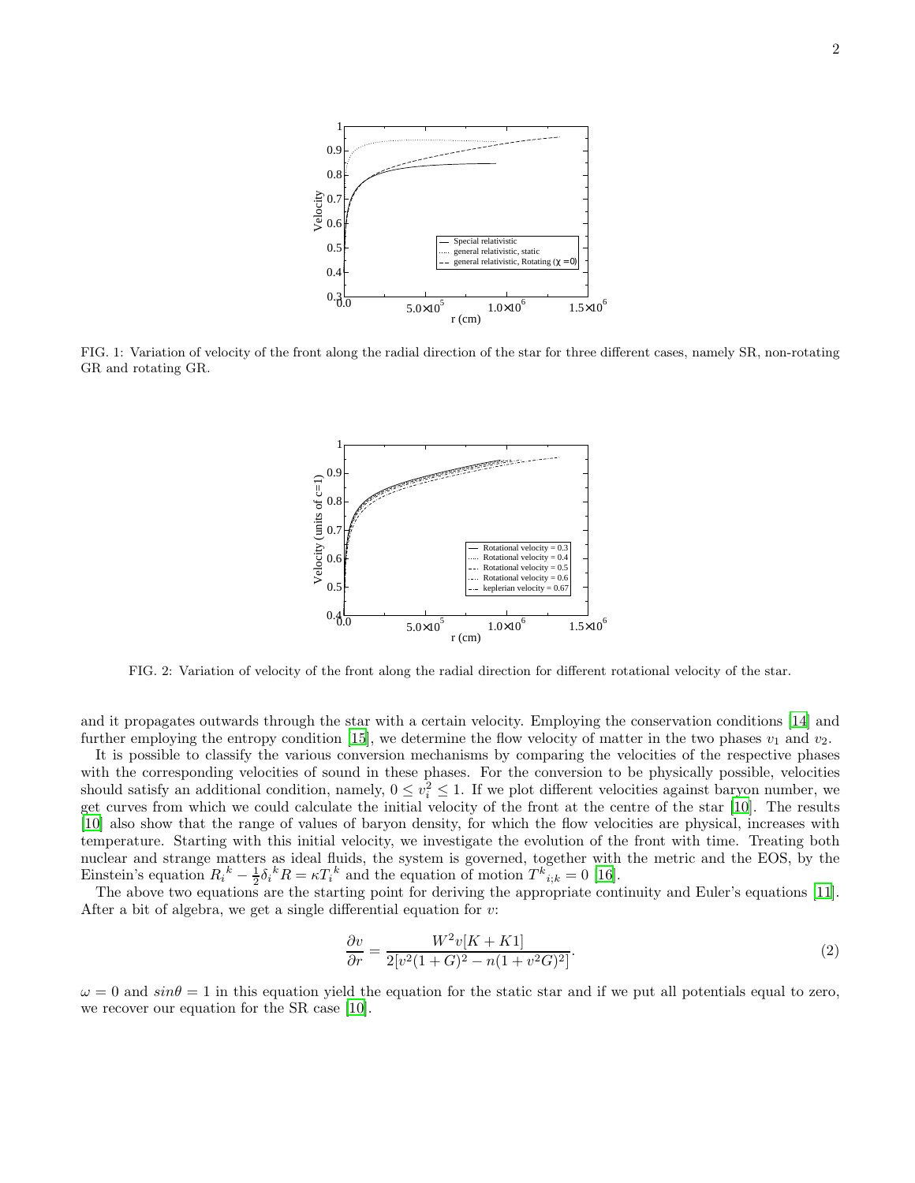FIG. 1: Variation of velocity of the front along the radial direction of the star for three different cases, namely SR, non-rotating GR and rotating GR.

FIG. 2: Variation of velocity of the front along the radial direction for different rotational velocity of the star.

and it propagates outwards through the star with a certain velocity. Employing the conservation conditions [14] and further employing the entropy condition [15], we determine the flow velocity of matter in the two phases $v_1$ and $v_2$.

It is possible to classify the various conversion mechanisms by comparing the velocities of the respective phases with the corresponding velocities of sound in these phases. For the conversion to be physically possible, velocities should satisfy an additional condition, namely, $0 \leq v_i^2 \leq 1$. If we plot different velocities against baryon number, we get curves from which we could calculate the initial velocity of the front at the centre of the star [10]. The results [10] also show that the range of values of baryon density, for which the flow velocities are physical, increases with temperature. Starting with this initial velocity, we investigate the evolution of the front with time. Treating both nuclear and strange matters as ideal fluids, the system is governed, together with the metric and the EOS, by the Einstein's equation $R_i{}^k - \frac{1}{2}\delta_i{}^k R = \kappa T_i{}^k$ and the equation of motion $T^k{}_{i;k} = 0$ [16].

The above two equations are the starting point for deriving the appropriate continuity and Euler's equations [11]. After a bit of algebra, we get a single differential equation for $v$:

$$\frac{\partial v}{\partial r} = \frac{W^2 v[K + K1]}{2[v^2(1+G)^2 - n(1+v^2 G)^2]}. \tag{2}$$

$\omega = 0$ and $sin\theta = 1$ in this equation yield the equation for the static star and if we put all potentials equal to zero, we recover our equation for the SR case [10].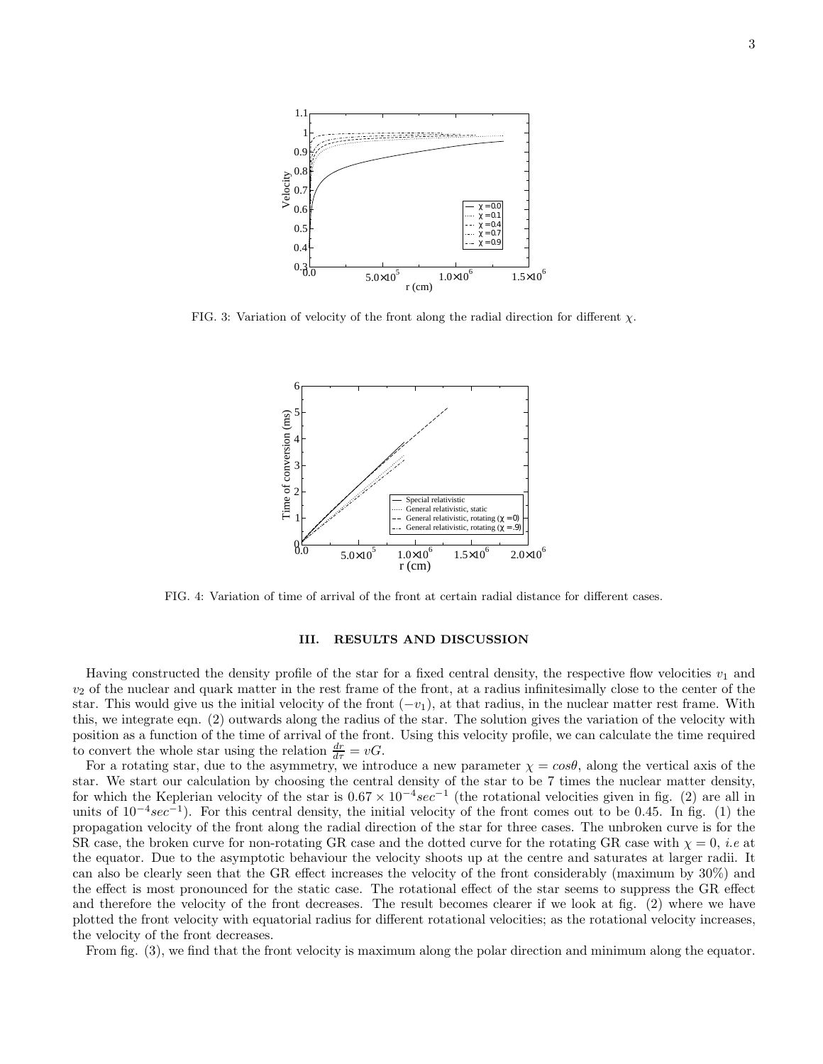FIG. 3: Variation of velocity of the front along the radial direction for different $\chi$.

FIG. 4: Variation of time of arrival of the front at certain radial distance for different cases.

## III. RESULTS AND DISCUSSION

Having constructed the density profile of the star for a fixed central density, the respective flow velocities $v_1$ and $v_2$ of the nuclear and quark matter in the rest frame of the front, at a radius infinitesimally close to the center of the star. This would give us the initial velocity of the front $(-v_1)$, at that radius, in the nuclear matter rest frame. With this, we integrate eqn. (2) outwards along the radius of the star. The solution gives the variation of the velocity with position as a function of the time of arrival of the front. Using this velocity profile, we can calculate the time required to convert the whole star using the relation $\frac{dr}{d\tau} = vG$.

For a rotating star, due to the asymmetry, we introduce a new parameter $\chi = cos\theta$, along the vertical axis of the star. We start our calculation by choosing the central density of the star to be 7 times the nuclear matter density, for which the Keplerian velocity of the star is $0.67 \times 10^{-4} sec^{-1}$ (the rotational velocities given in fig. (2) are all in units of $10^{-4} sec^{-1}$). For this central density, the initial velocity of the front comes out to be 0.45. In fig. (1) the propagation velocity of the front along the radial direction of the star for three cases. The unbroken curve is for the SR case, the broken curve for non-rotating GR case and the dotted curve for the rotating GR case with $\chi = 0$, *i.e* at the equator. Due to the asymptotic behaviour the velocity shoots up at the centre and saturates at larger radii. It can also be clearly seen that the GR effect increases the velocity of the front considerably (maximum by 30%) and the effect is most pronounced for the static case. The rotational effect of the star seems to suppress the GR effect and therefore the velocity of the front decreases. The result becomes clearer if we look at fig. (2) where we have plotted the front velocity with equatorial radius for different rotational velocities; as the rotational velocity increases, the velocity of the front decreases.

From fig. (3), we find that the front velocity is maximum along the polar direction and minimum along the equator.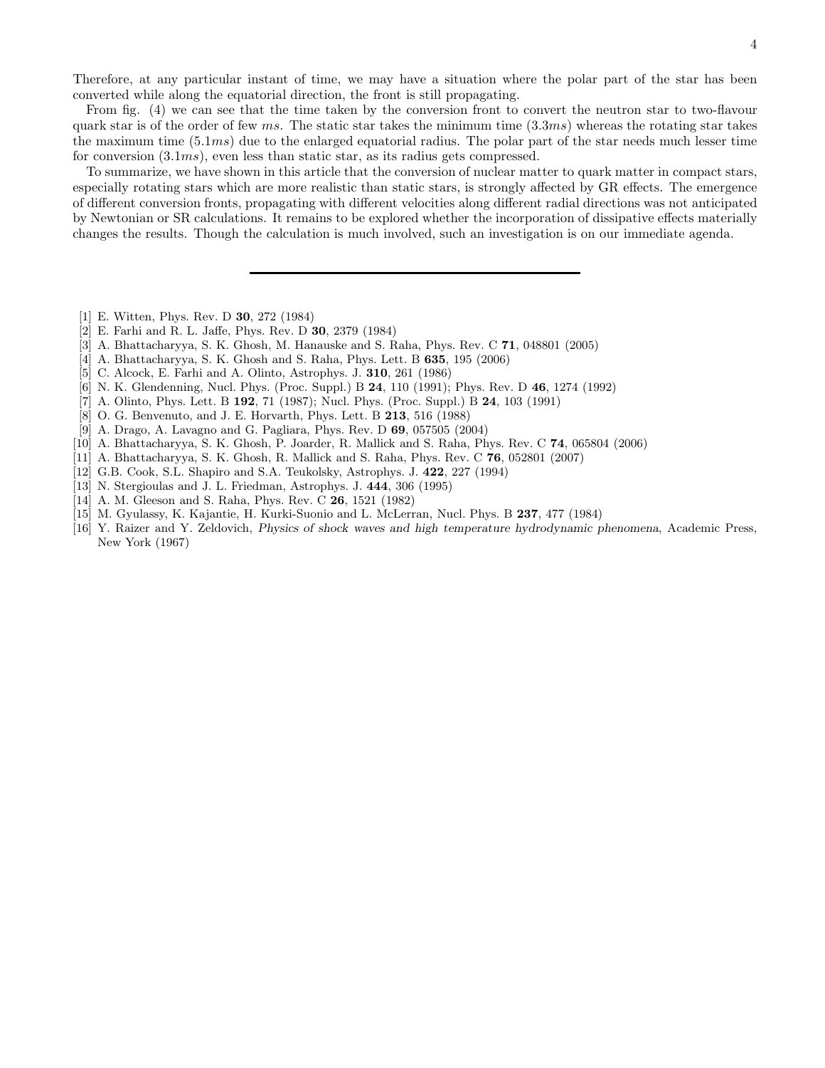Therefore, at any particular instant of time, we may have a situation where the polar part of the star has been converted while along the equatorial direction, the front is still propagating.

From fig. (4) we can see that the time taken by the conversion front to convert the neutron star to two-flavour quark star is of the order of few $ms$. The static star takes the minimum time ($3.3ms$) whereas the rotating star takes the maximum time ($5.1ms$) due to the enlarged equatorial radius. The polar part of the star needs much lesser time for conversion ($3.1ms$), even less than static star, as its radius gets compressed.

To summarize, we have shown in this article that the conversion of nuclear matter to quark matter in compact stars, especially rotating stars which are more realistic than static stars, is strongly affected by GR effects. The emergence of different conversion fronts, propagating with different velocities along different radial directions was not anticipated by Newtonian or SR calculations. It remains to be explored whether the incorporation of dissipative effects materially changes the results. Though the calculation is much involved, such an investigation is on our immediate agenda.

---

[1] E. Witten, Phys. Rev. D **30**, 272 (1984)

[2] E. Farhi and R. L. Jaffe, Phys. Rev. D **30**, 2379 (1984)

[3] A. Bhattacharyya, S. K. Ghosh, M. Hanauske and S. Raha, Phys. Rev. C **71**, 048801 (2005)

[4] A. Bhattacharyya, S. K. Ghosh and S. Raha, Phys. Lett. B **635**, 195 (2006)

[5] C. Alcock, E. Farhi and A. Olinto, Astrophys. J. **310**, 261 (1986)

[6] N. K. Glendenning, Nucl. Phys. (Proc. Suppl.) B **24**, 110 (1991); Phys. Rev. D **46**, 1274 (1992)

[7] A. Olinto, Phys. Lett. B **192**, 71 (1987); Nucl. Phys. (Proc. Suppl.) B **24**, 103 (1991)

[8] O. G. Benvenuto, and J. E. Horvarth, Phys. Lett. B **213**, 516 (1988)

[9] A. Drago, A. Lavagno and G. Pagliara, Phys. Rev. D **69**, 057505 (2004)

[10] A. Bhattacharyya, S. K. Ghosh, P. Joarder, R. Mallick and S. Raha, Phys. Rev. C **74**, 065804 (2006)

[11] A. Bhattacharyya, S. K. Ghosh, R. Mallick and S. Raha, Phys. Rev. C **76**, 052801 (2007)

[12] G.B. Cook, S.L. Shapiro and S.A. Teukolsky, Astrophys. J. **422**, 227 (1994)

[13] N. Stergioulas and J. L. Friedman, Astrophys. J. **444**, 306 (1995)

[14] A. M. Gleeson and S. Raha, Phys. Rev. C **26**, 1521 (1982)

[15] M. Gyulassy, K. Kajantie, H. Kurki-Suonio and L. McLerran, Nucl. Phys. B **237**, 477 (1984)

[16] Y. Raizer and Y. Zeldovich, *Physics of shock waves and high temperature hydrodynamic phenomena*, Academic Press, New York (1967)